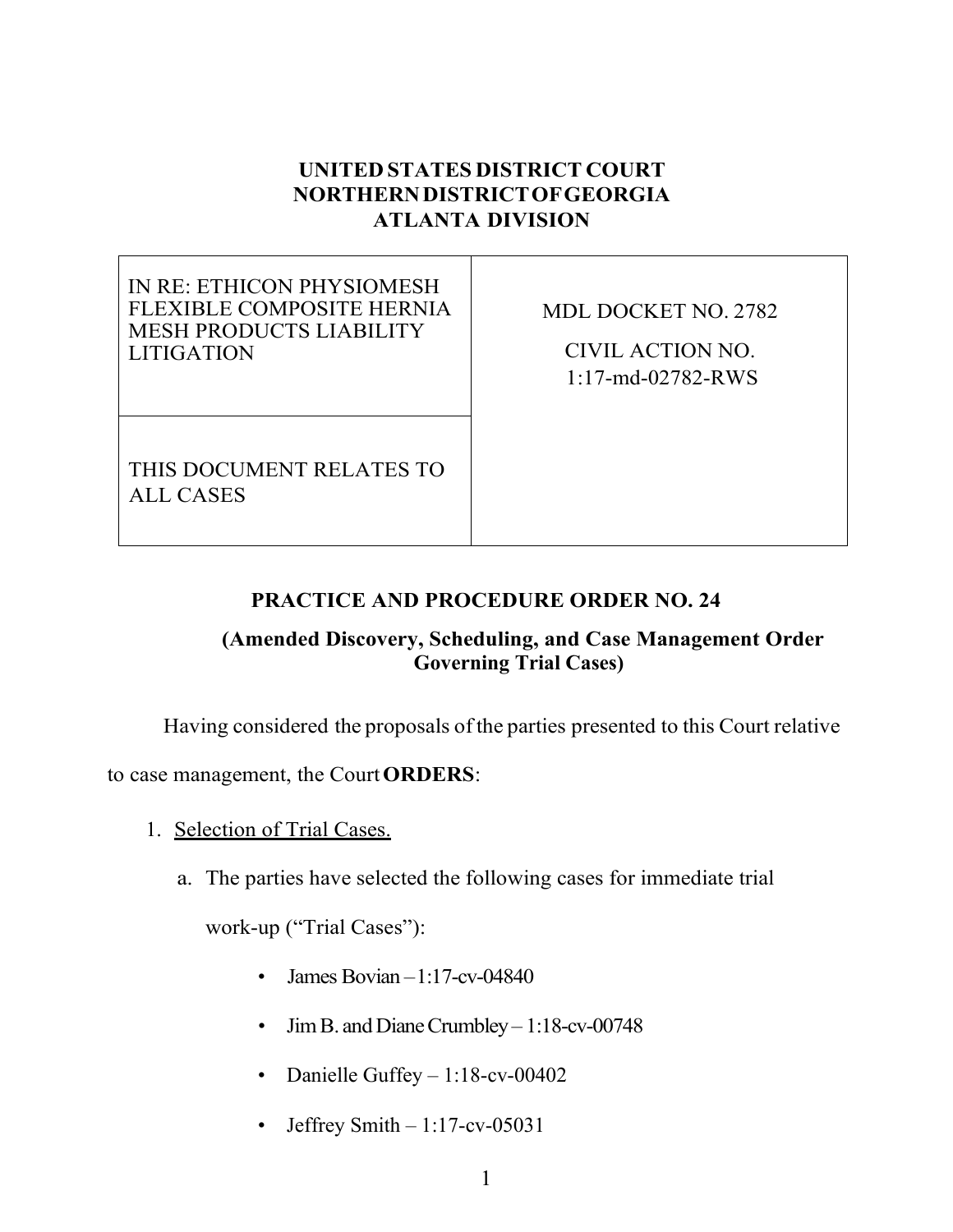**UNITED STATES DISTRICT COURT**
**NORTHERN DISTRICT OF GEORGIA**
**ATLANTA DIVISION**

| IN RE: ETHICON PHYSIOMESH FLEXIBLE COMPOSITE HERNIA MESH PRODUCTS LIABILITY LITIGATION | MDL DOCKET NO. 2782<br><br>CIVIL ACTION NO. 1:17-md-02782-RWS |
|---|---|
| THIS DOCUMENT RELATES TO ALL CASES | |

**PRACTICE AND PROCEDURE ORDER NO. 24**

**(Amended Discovery, Scheduling, and Case Management Order Governing Trial Cases)**

Having considered the proposals of the parties presented to this Court relative to case management, the Court **ORDERS**:

1. Selection of Trial Cases.
   a. The parties have selected the following cases for immediate trial work-up ("Trial Cases"):
      - James Bovian – 1:17-cv-04840
      - Jim B. and Diane Crumbley – 1:18-cv-00748
      - Danielle Guffey – 1:18-cv-00402
      - Jeffrey Smith – 1:17-cv-05031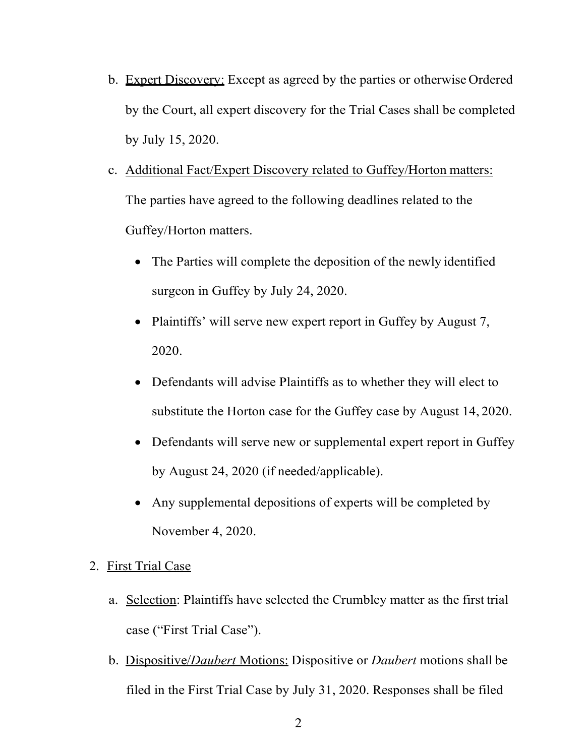b. Expert Discovery: Except as agreed by the parties or otherwise Ordered by the Court, all expert discovery for the Trial Cases shall be completed by July 15, 2020.

c. Additional Fact/Expert Discovery related to Guffey/Horton matters: The parties have agreed to the following deadlines related to the Guffey/Horton matters.

- The Parties will complete the deposition of the newly identified surgeon in Guffey by July 24, 2020.
- Plaintiffs' will serve new expert report in Guffey by August 7, 2020.
- Defendants will advise Plaintiffs as to whether they will elect to substitute the Horton case for the Guffey case by August 14, 2020.
- Defendants will serve new or supplemental expert report in Guffey by August 24, 2020 (if needed/applicable).
- Any supplemental depositions of experts will be completed by November 4, 2020.

2. First Trial Case

a. Selection: Plaintiffs have selected the Crumbley matter as the first trial case ("First Trial Case").

b. Dispositive/*Daubert* Motions: Dispositive or *Daubert* motions shall be filed in the First Trial Case by July 31, 2020. Responses shall be filed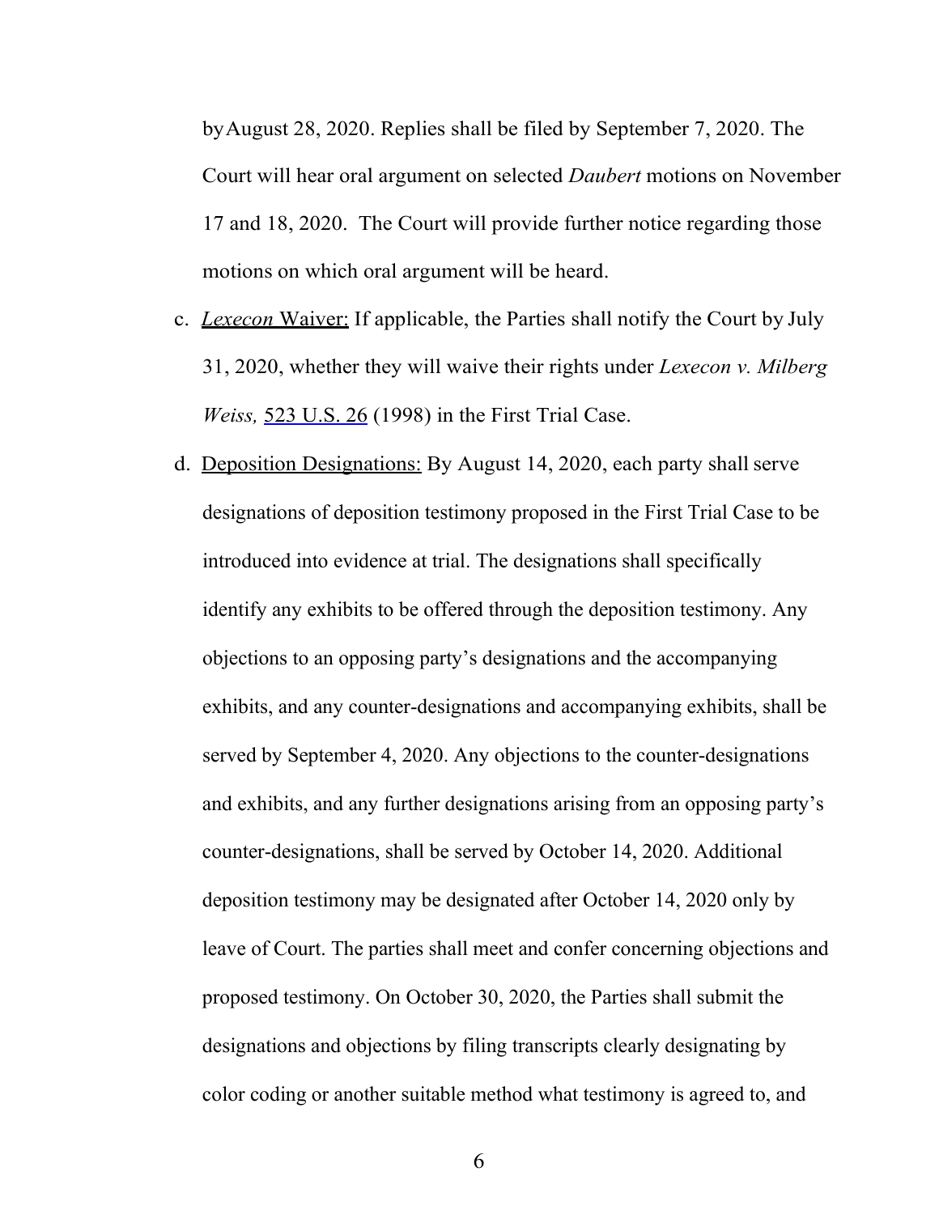by August 28, 2020. Replies shall be filed by September 7, 2020. The Court will hear oral argument on selected *Daubert* motions on November 17 and 18, 2020. The Court will provide further notice regarding those motions on which oral argument will be heard.

c. <u>*Lexecon* Waiver:</u> If applicable, the Parties shall notify the Court by July 31, 2020, whether they will waive their rights under *Lexecon v. Milberg Weiss,* 523 U.S. 26 (1998) in the First Trial Case.

d. <u>Deposition Designations:</u> By August 14, 2020, each party shall serve designations of deposition testimony proposed in the First Trial Case to be introduced into evidence at trial. The designations shall specifically identify any exhibits to be offered through the deposition testimony. Any objections to an opposing party's designations and the accompanying exhibits, and any counter-designations and accompanying exhibits, shall be served by September 4, 2020. Any objections to the counter-designations and exhibits, and any further designations arising from an opposing party's counter-designations, shall be served by October 14, 2020. Additional deposition testimony may be designated after October 14, 2020 only by leave of Court. The parties shall meet and confer concerning objections and proposed testimony. On October 30, 2020, the Parties shall submit the designations and objections by filing transcripts clearly designating by color coding or another suitable method what testimony is agreed to, and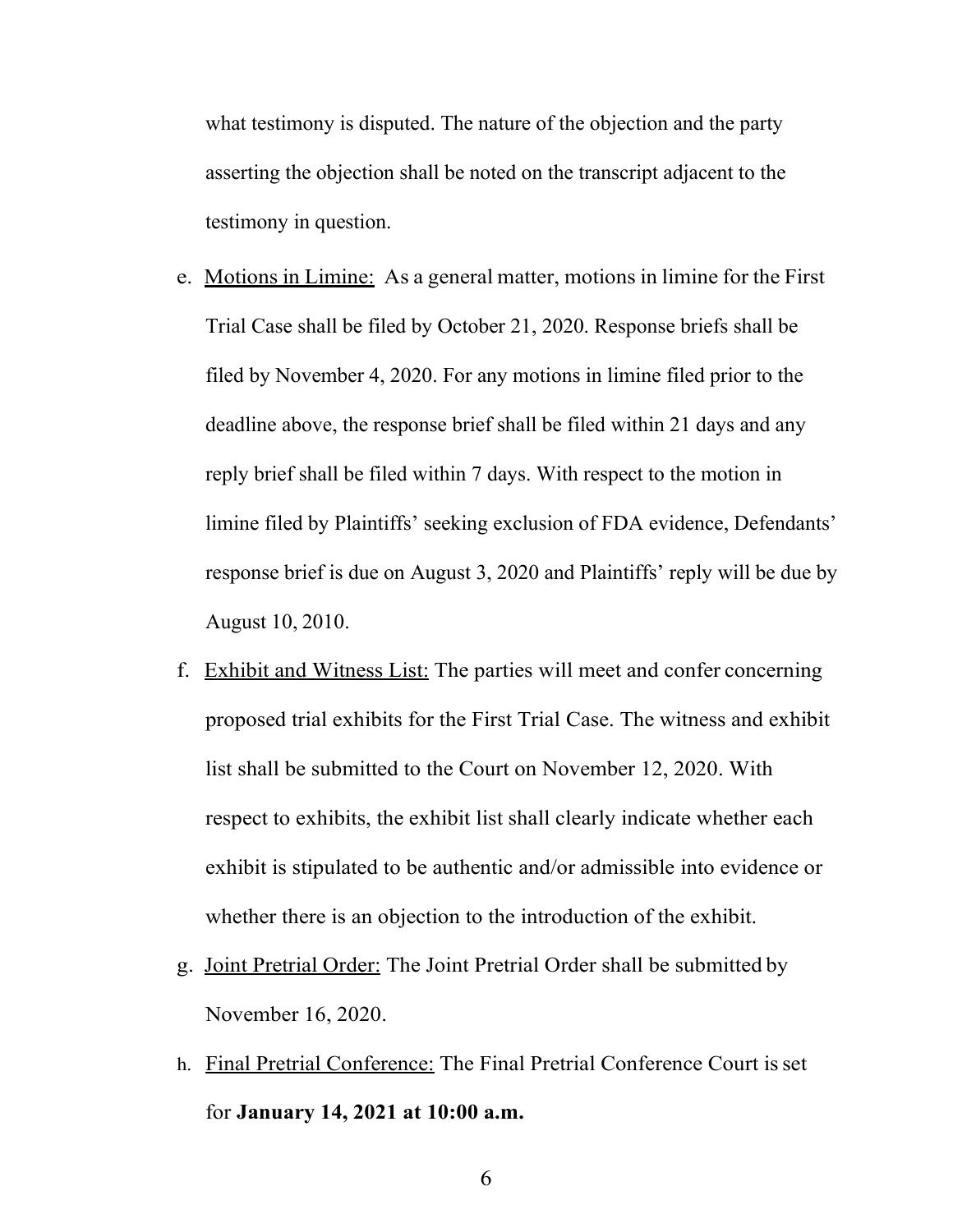what testimony is disputed. The nature of the objection and the party asserting the objection shall be noted on the transcript adjacent to the testimony in question.

e. Motions in Limine: As a general matter, motions in limine for the First Trial Case shall be filed by October 21, 2020. Response briefs shall be filed by November 4, 2020. For any motions in limine filed prior to the deadline above, the response brief shall be filed within 21 days and any reply brief shall be filed within 7 days. With respect to the motion in limine filed by Plaintiffs' seeking exclusion of FDA evidence, Defendants' response brief is due on August 3, 2020 and Plaintiffs' reply will be due by August 10, 2010.

f. Exhibit and Witness List: The parties will meet and confer concerning proposed trial exhibits for the First Trial Case. The witness and exhibit list shall be submitted to the Court on November 12, 2020. With respect to exhibits, the exhibit list shall clearly indicate whether each exhibit is stipulated to be authentic and/or admissible into evidence or whether there is an objection to the introduction of the exhibit.

g. Joint Pretrial Order: The Joint Pretrial Order shall be submitted by November 16, 2020.

h. Final Pretrial Conference: The Final Pretrial Conference Court is set for **January 14, 2021 at 10:00 a.m.**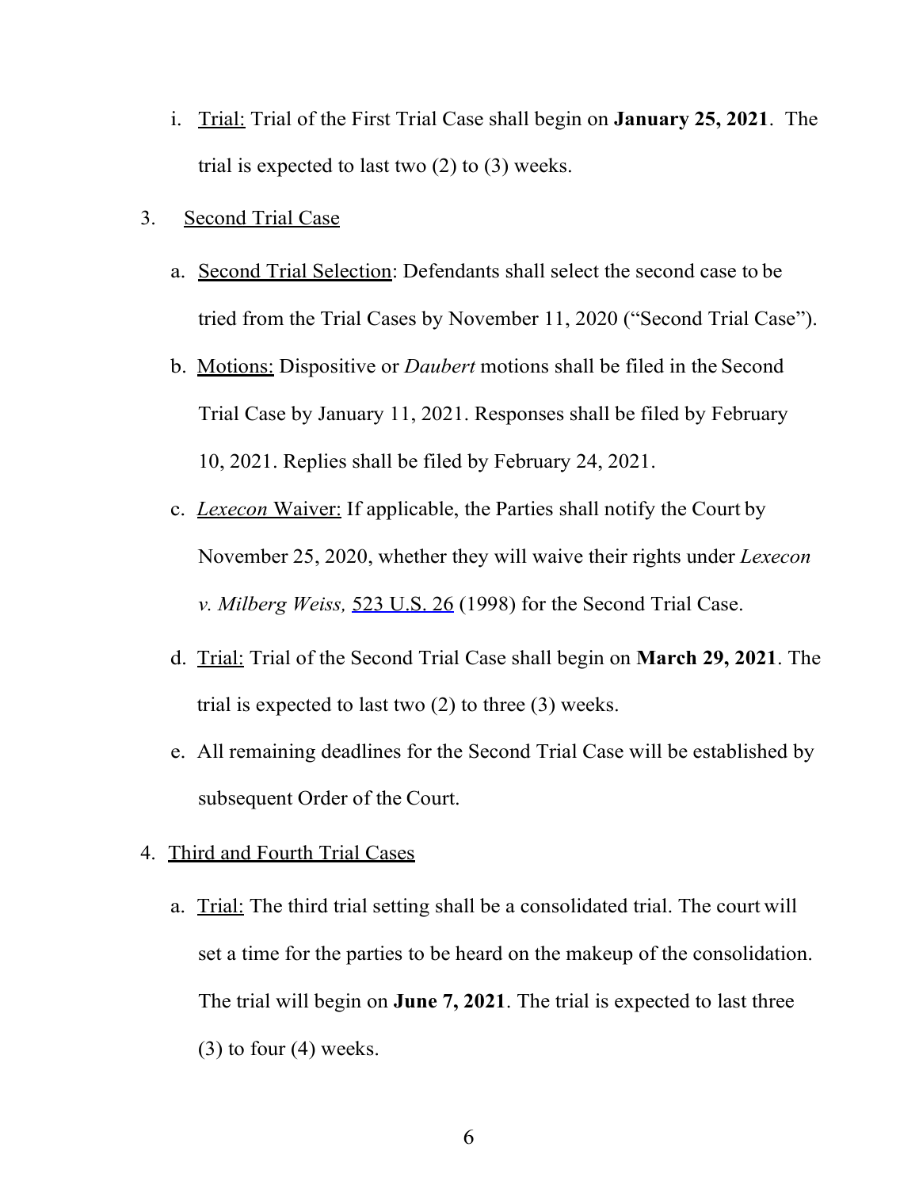i. Trial: Trial of the First Trial Case shall begin on **January 25, 2021**. The trial is expected to last two (2) to (3) weeks.

3. Second Trial Case

   a. Second Trial Selection: Defendants shall select the second case to be tried from the Trial Cases by November 11, 2020 ("Second Trial Case").

   b. Motions: Dispositive or *Daubert* motions shall be filed in the Second Trial Case by January 11, 2021. Responses shall be filed by February 10, 2021. Replies shall be filed by February 24, 2021.

   c. *Lexecon* Waiver: If applicable, the Parties shall notify the Court by November 25, 2020, whether they will waive their rights under *Lexecon v. Milberg Weiss,* 523 U.S. 26 (1998) for the Second Trial Case.

   d. Trial: Trial of the Second Trial Case shall begin on **March 29, 2021**. The trial is expected to last two (2) to three (3) weeks.

   e. All remaining deadlines for the Second Trial Case will be established by subsequent Order of the Court.

4. Third and Fourth Trial Cases

   a. Trial: The third trial setting shall be a consolidated trial. The court will set a time for the parties to be heard on the makeup of the consolidation. The trial will begin on **June 7, 2021**. The trial is expected to last three (3) to four (4) weeks.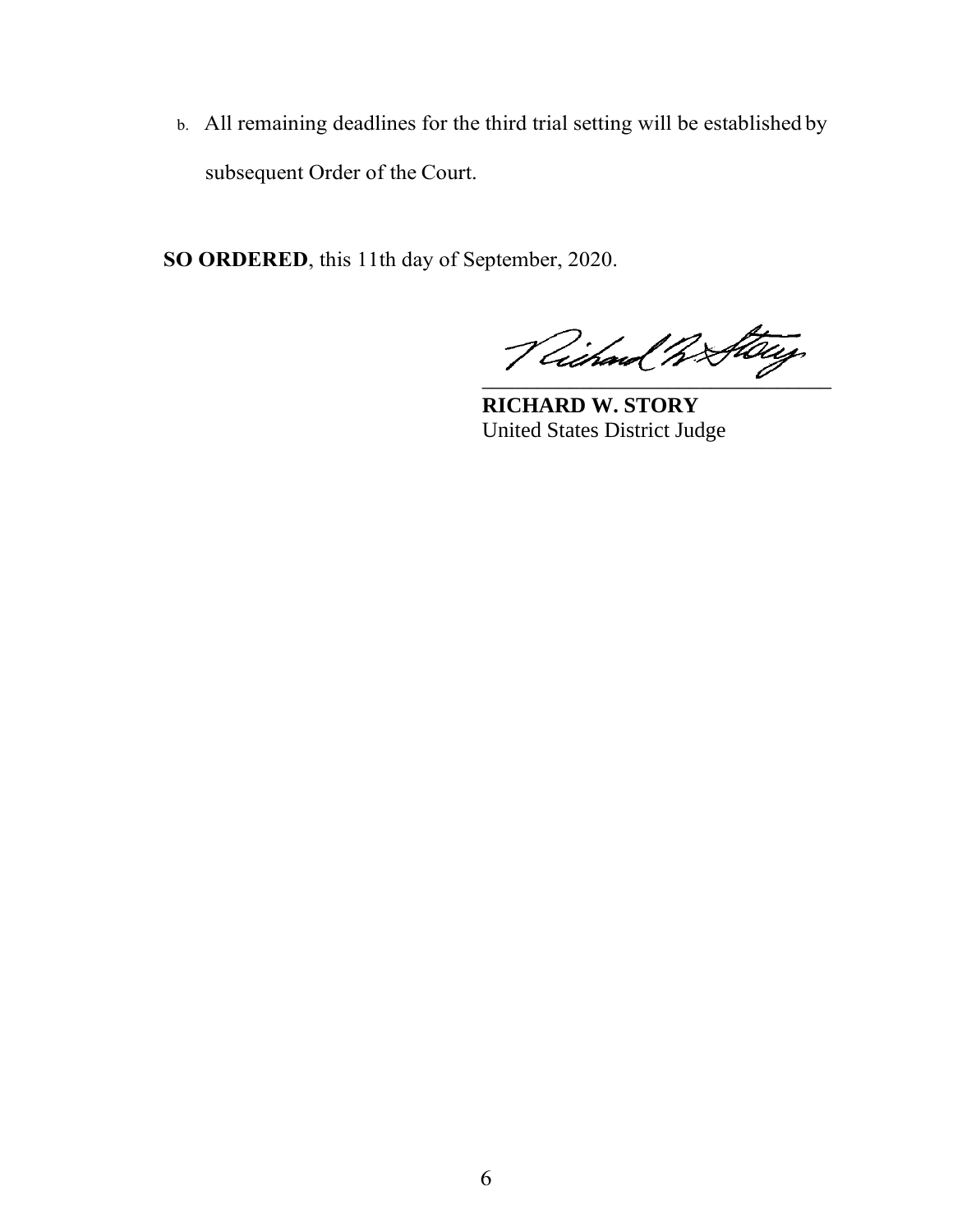b. All remaining deadlines for the third trial setting will be established by subsequent Order of the Court.

**SO ORDERED**, this 11th day of September, 2020.

\_\_\_\_\_\_\_\_\_\_\_\_\_\_\_\_\_\_\_\_\_\_\_\_\_\_\_\_\_\_\_\_

**RICHARD W. STORY**
United States District Judge